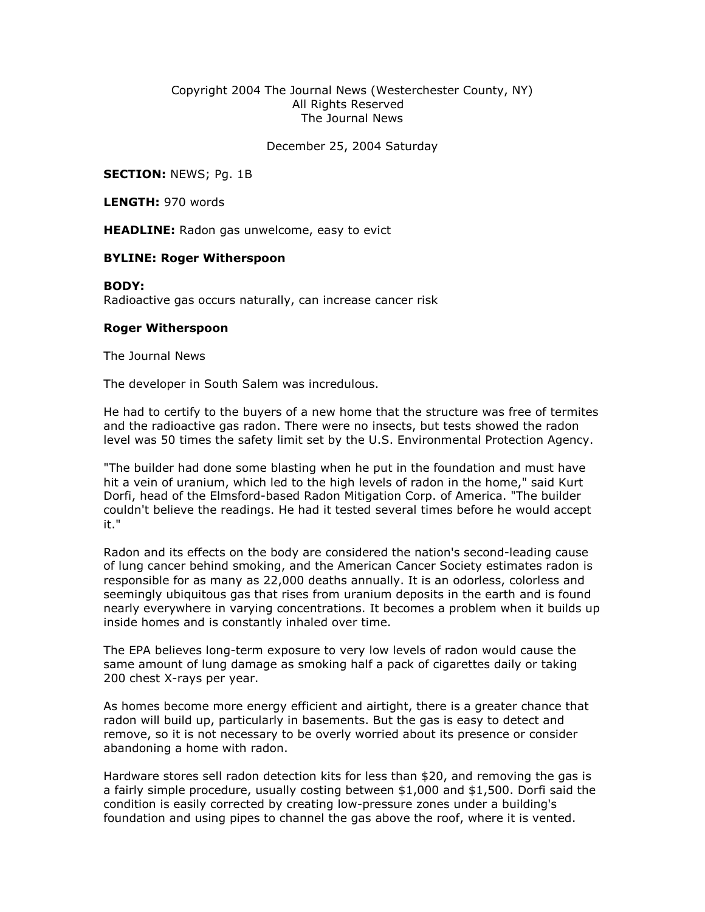Copyright 2004 The Journal News (Westerchester County, NY)
All Rights Reserved
The Journal News

December 25, 2004 Saturday

**SECTION:** NEWS; Pg. 1B

**LENGTH:** 970 words

**HEADLINE:** Radon gas unwelcome, easy to evict

**BYLINE: Roger Witherspoon**

**BODY:**
Radioactive gas occurs naturally, can increase cancer risk

**Roger Witherspoon**

The Journal News

The developer in South Salem was incredulous.

He had to certify to the buyers of a new home that the structure was free of termites and the radioactive gas radon. There were no insects, but tests showed the radon level was 50 times the safety limit set by the U.S. Environmental Protection Agency.

"The builder had done some blasting when he put in the foundation and must have hit a vein of uranium, which led to the high levels of radon in the home," said Kurt Dorfi, head of the Elmsford-based Radon Mitigation Corp. of America. "The builder couldn't believe the readings. He had it tested several times before he would accept it."

Radon and its effects on the body are considered the nation's second-leading cause of lung cancer behind smoking, and the American Cancer Society estimates radon is responsible for as many as 22,000 deaths annually. It is an odorless, colorless and seemingly ubiquitous gas that rises from uranium deposits in the earth and is found nearly everywhere in varying concentrations. It becomes a problem when it builds up inside homes and is constantly inhaled over time.

The EPA believes long-term exposure to very low levels of radon would cause the same amount of lung damage as smoking half a pack of cigarettes daily or taking 200 chest X-rays per year.

As homes become more energy efficient and airtight, there is a greater chance that radon will build up, particularly in basements. But the gas is easy to detect and remove, so it is not necessary to be overly worried about its presence or consider abandoning a home with radon.

Hardware stores sell radon detection kits for less than $20, and removing the gas is a fairly simple procedure, usually costing between $1,000 and $1,500. Dorfi said the condition is easily corrected by creating low-pressure zones under a building's foundation and using pipes to channel the gas above the roof, where it is vented.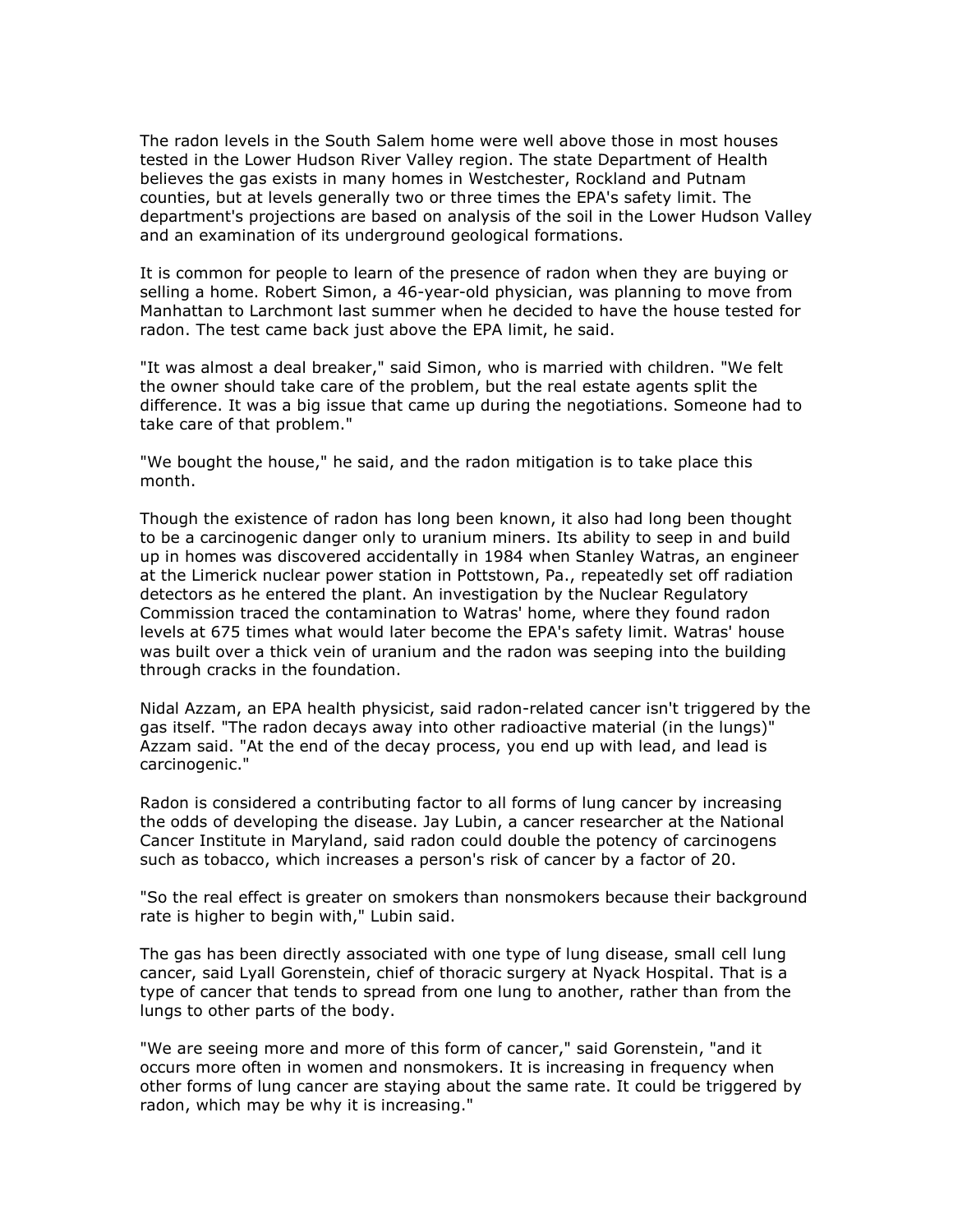The radon levels in the South Salem home were well above those in most houses tested in the Lower Hudson River Valley region. The state Department of Health believes the gas exists in many homes in Westchester, Rockland and Putnam counties, but at levels generally two or three times the EPA's safety limit. The department's projections are based on analysis of the soil in the Lower Hudson Valley and an examination of its underground geological formations.

It is common for people to learn of the presence of radon when they are buying or selling a home. Robert Simon, a 46-year-old physician, was planning to move from Manhattan to Larchmont last summer when he decided to have the house tested for radon. The test came back just above the EPA limit, he said.

"It was almost a deal breaker," said Simon, who is married with children. "We felt the owner should take care of the problem, but the real estate agents split the difference. It was a big issue that came up during the negotiations. Someone had to take care of that problem."

"We bought the house," he said, and the radon mitigation is to take place this month.

Though the existence of radon has long been known, it also had long been thought to be a carcinogenic danger only to uranium miners. Its ability to seep in and build up in homes was discovered accidentally in 1984 when Stanley Watras, an engineer at the Limerick nuclear power station in Pottstown, Pa., repeatedly set off radiation detectors as he entered the plant. An investigation by the Nuclear Regulatory Commission traced the contamination to Watras' home, where they found radon levels at 675 times what would later become the EPA's safety limit. Watras' house was built over a thick vein of uranium and the radon was seeping into the building through cracks in the foundation.

Nidal Azzam, an EPA health physicist, said radon-related cancer isn't triggered by the gas itself. "The radon decays away into other radioactive material (in the lungs)" Azzam said. "At the end of the decay process, you end up with lead, and lead is carcinogenic."

Radon is considered a contributing factor to all forms of lung cancer by increasing the odds of developing the disease. Jay Lubin, a cancer researcher at the National Cancer Institute in Maryland, said radon could double the potency of carcinogens such as tobacco, which increases a person's risk of cancer by a factor of 20.

"So the real effect is greater on smokers than nonsmokers because their background rate is higher to begin with," Lubin said.

The gas has been directly associated with one type of lung disease, small cell lung cancer, said Lyall Gorenstein, chief of thoracic surgery at Nyack Hospital. That is a type of cancer that tends to spread from one lung to another, rather than from the lungs to other parts of the body.

"We are seeing more and more of this form of cancer," said Gorenstein, "and it occurs more often in women and nonsmokers. It is increasing in frequency when other forms of lung cancer are staying about the same rate. It could be triggered by radon, which may be why it is increasing."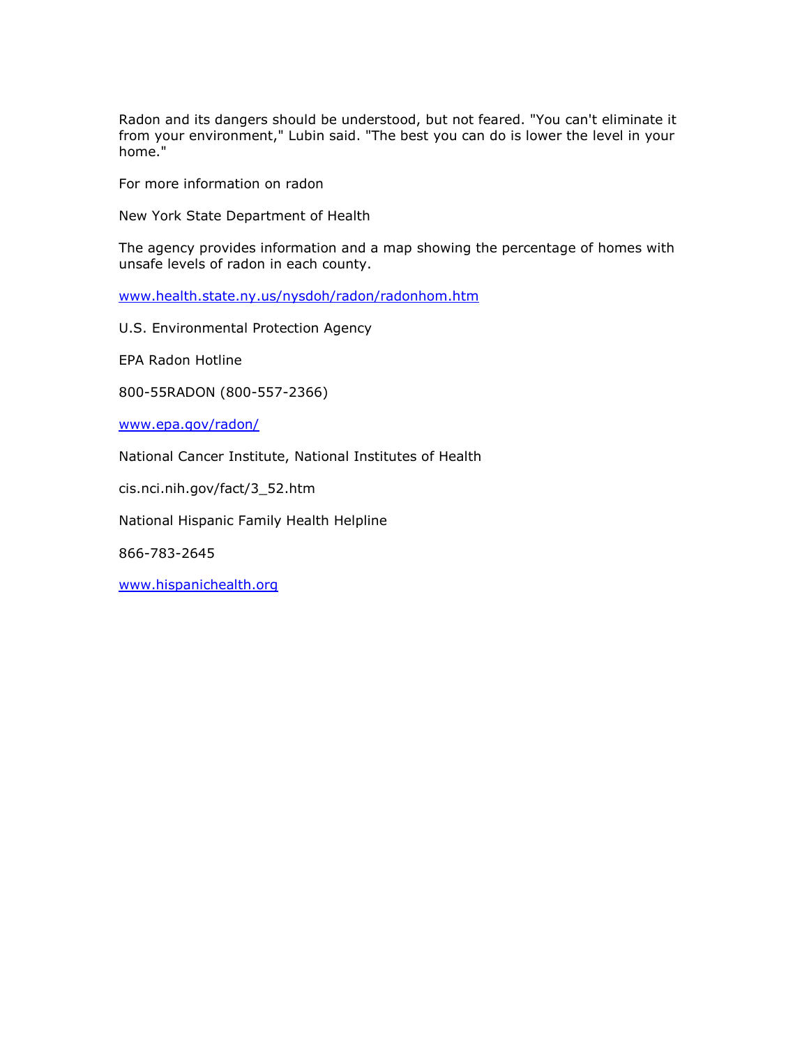Radon and its dangers should be understood, but not feared. "You can't eliminate it from your environment," Lubin said. "The best you can do is lower the level in your home."

For more information on radon

New York State Department of Health

The agency provides information and a map showing the percentage of homes with unsafe levels of radon in each county.

www.health.state.ny.us/nysdoh/radon/radonhom.htm

U.S. Environmental Protection Agency

EPA Radon Hotline

800-55RADON (800-557-2366)

www.epa.gov/radon/

National Cancer Institute, National Institutes of Health

cis.nci.nih.gov/fact/3_52.htm

National Hispanic Family Health Helpline

866-783-2645

www.hispanichealth.org